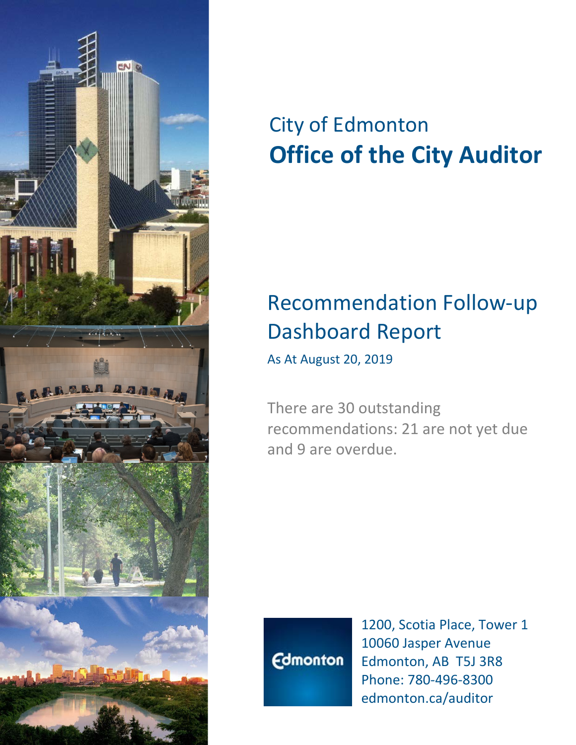City of Edmonton

# Office of the City Auditor

## Recommendation Follow-up Dashboard Report

As At August 20, 2019

There are 30 outstanding recommendations: 21 are not yet due and 9 are overdue.

Edmonton

1200, Scotia Place, Tower 1
10060 Jasper Avenue
Edmonton, AB T5J 3R8
Phone: 780-496-8300
edmonton.ca/auditor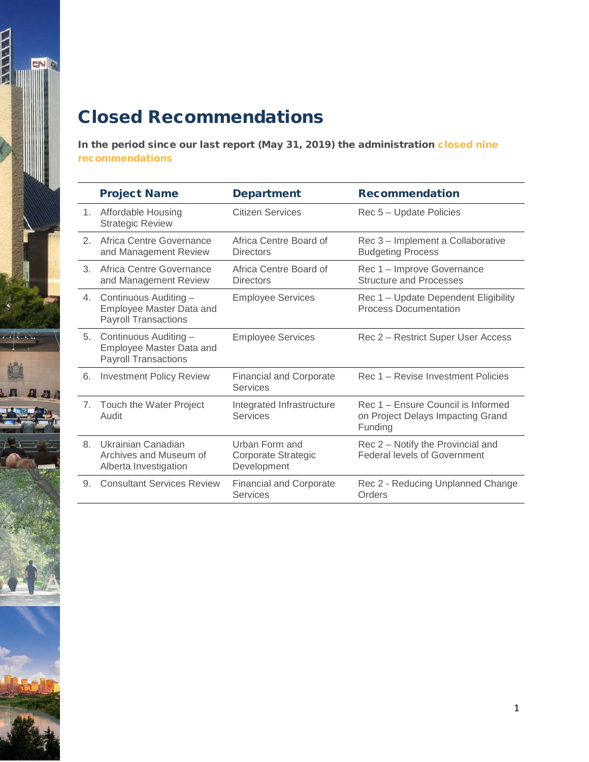# Closed Recommendations

**In the period since our last report (May 31, 2019) the administration closed nine recommendations**

| | Project Name | Department | Recommendation |
|---|---|---|---|
| 1. | Affordable Housing Strategic Review | Citizen Services | Rec 5 – Update Policies |
| 2. | Africa Centre Governance and Management Review | Africa Centre Board of Directors | Rec 3 – Implement a Collaborative Budgeting Process |
| 3. | Africa Centre Governance and Management Review | Africa Centre Board of Directors | Rec 1 – Improve Governance Structure and Processes |
| 4. | Continuous Auditing – Employee Master Data and Payroll Transactions | Employee Services | Rec 1 – Update Dependent Eligibility Process Documentation |
| 5. | Continuous Auditing – Employee Master Data and Payroll Transactions | Employee Services | Rec 2 – Restrict Super User Access |
| 6. | Investment Policy Review | Financial and Corporate Services | Rec 1 – Revise Investment Policies |
| 7. | Touch the Water Project Audit | Integrated Infrastructure Services | Rec 1 – Ensure Council is Informed on Project Delays Impacting Grand Funding |
| 8. | Ukrainian Canadian Archives and Museum of Alberta Investigation | Urban Form and Corporate Strategic Development | Rec 2 – Notify the Provincial and Federal levels of Government |
| 9. | Consultant Services Review | Financial and Corporate Services | Rec 2 - Reducing Unplanned Change Orders |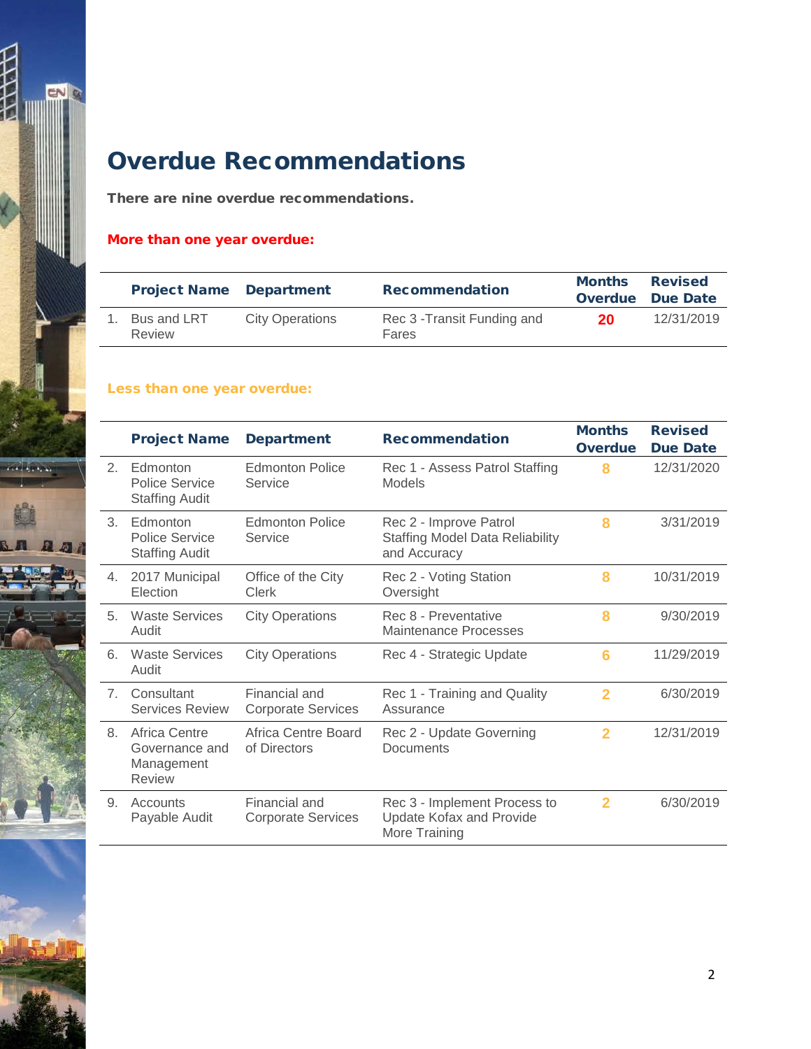# Overdue Recommendations

**There are nine overdue recommendations.**

**More than one year overdue:**

| | Project Name | Department | Recommendation | Months Overdue | Revised Due Date |
|---|---|---|---|---|---|
| 1. | Bus and LRT Review | City Operations | Rec 3 -Transit Funding and Fares | 20 | 12/31/2019 |

**Less than one year overdue:**

| | Project Name | Department | Recommendation | Months Overdue | Revised Due Date |
|---|---|---|---|---|---|
| 2. | Edmonton Police Service Staffing Audit | Edmonton Police Service | Rec 1 - Assess Patrol Staffing Models | 8 | 12/31/2020 |
| 3. | Edmonton Police Service Staffing Audit | Edmonton Police Service | Rec 2 - Improve Patrol Staffing Model Data Reliability and Accuracy | 8 | 3/31/2019 |
| 4. | 2017 Municipal Election | Office of the City Clerk | Rec 2 - Voting Station Oversight | 8 | 10/31/2019 |
| 5. | Waste Services Audit | City Operations | Rec 8 - Preventative Maintenance Processes | 8 | 9/30/2019 |
| 6. | Waste Services Audit | City Operations | Rec 4 - Strategic Update | 6 | 11/29/2019 |
| 7. | Consultant Services Review | Financial and Corporate Services | Rec 1 - Training and Quality Assurance | 2 | 6/30/2019 |
| 8. | Africa Centre Governance and Management Review | Africa Centre Board of Directors | Rec 2 - Update Governing Documents | 2 | 12/31/2019 |
| 9. | Accounts Payable Audit | Financial and Corporate Services | Rec 3 - Implement Process to Update Kofax and Provide More Training | 2 | 6/30/2019 |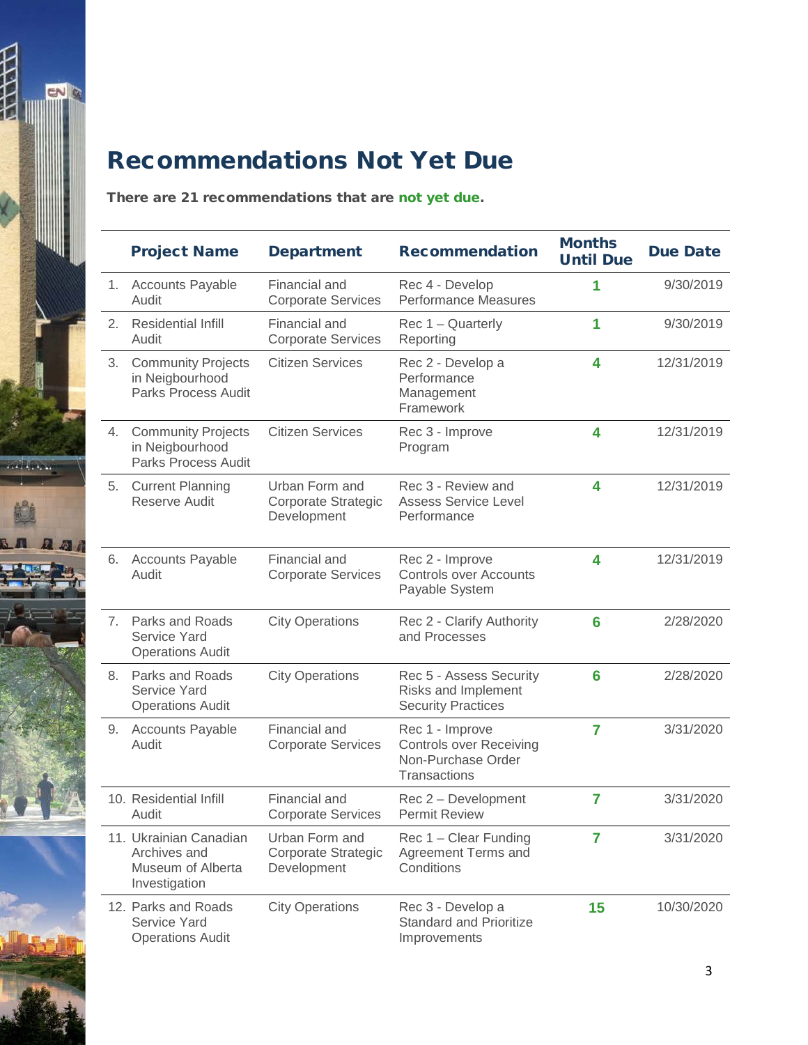# Recommendations Not Yet Due

**There are 21 recommendations that are not yet due.**

| | Project Name | Department | Recommendation | Months Until Due | Due Date |
|---|---|---|---|---|---|
| 1. | Accounts Payable Audit | Financial and Corporate Services | Rec 4 - Develop Performance Measures | 1 | 9/30/2019 |
| 2. | Residential Infill Audit | Financial and Corporate Services | Rec 1 – Quarterly Reporting | 1 | 9/30/2019 |
| 3. | Community Projects in Neigbourhood Parks Process Audit | Citizen Services | Rec 2 - Develop a Performance Management Framework | 4 | 12/31/2019 |
| 4. | Community Projects in Neigbourhood Parks Process Audit | Citizen Services | Rec 3 - Improve Program | 4 | 12/31/2019 |
| 5. | Current Planning Reserve Audit | Urban Form and Corporate Strategic Development | Rec 3 - Review and Assess Service Level Performance | 4 | 12/31/2019 |
| 6. | Accounts Payable Audit | Financial and Corporate Services | Rec 2 - Improve Controls over Accounts Payable System | 4 | 12/31/2019 |
| 7. | Parks and Roads Service Yard Operations Audit | City Operations | Rec 2 - Clarify Authority and Processes | 6 | 2/28/2020 |
| 8. | Parks and Roads Service Yard Operations Audit | City Operations | Rec 5 - Assess Security Risks and Implement Security Practices | 6 | 2/28/2020 |
| 9. | Accounts Payable Audit | Financial and Corporate Services | Rec 1 - Improve Controls over Receiving Non-Purchase Order Transactions | 7 | 3/31/2020 |
| 10. | Residential Infill Audit | Financial and Corporate Services | Rec 2 – Development Permit Review | 7 | 3/31/2020 |
| 11. | Ukrainian Canadian Archives and Museum of Alberta Investigation | Urban Form and Corporate Strategic Development | Rec 1 – Clear Funding Agreement Terms and Conditions | 7 | 3/31/2020 |
| 12. | Parks and Roads Service Yard Operations Audit | City Operations | Rec 3 - Develop a Standard and Prioritize Improvements | 15 | 10/30/2020 |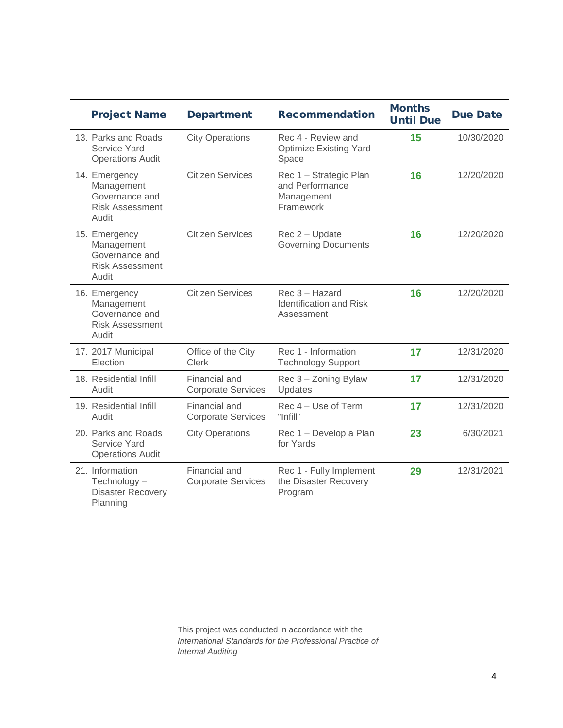| Project Name | Department | Recommendation | Months Until Due | Due Date |
|---|---|---|---|---|
| 13. Parks and Roads Service Yard Operations Audit | City Operations | Rec 4 - Review and Optimize Existing Yard Space | 15 | 10/30/2020 |
| 14. Emergency Management Governance and Risk Assessment Audit | Citizen Services | Rec 1 – Strategic Plan and Performance Management Framework | 16 | 12/20/2020 |
| 15. Emergency Management Governance and Risk Assessment Audit | Citizen Services | Rec 2 – Update Governing Documents | 16 | 12/20/2020 |
| 16. Emergency Management Governance and Risk Assessment Audit | Citizen Services | Rec 3 – Hazard Identification and Risk Assessment | 16 | 12/20/2020 |
| 17. 2017 Municipal Election | Office of the City Clerk | Rec 1 - Information Technology Support | 17 | 12/31/2020 |
| 18. Residential Infill Audit | Financial and Corporate Services | Rec 3 – Zoning Bylaw Updates | 17 | 12/31/2020 |
| 19. Residential Infill Audit | Financial and Corporate Services | Rec 4 – Use of Term "Infill" | 17 | 12/31/2020 |
| 20. Parks and Roads Service Yard Operations Audit | City Operations | Rec 1 – Develop a Plan for Yards | 23 | 6/30/2021 |
| 21. Information Technology – Disaster Recovery Planning | Financial and Corporate Services | Rec 1 - Fully Implement the Disaster Recovery Program | 29 | 12/31/2021 |

This project was conducted in accordance with the *International Standards for the Professional Practice of Internal Auditing*